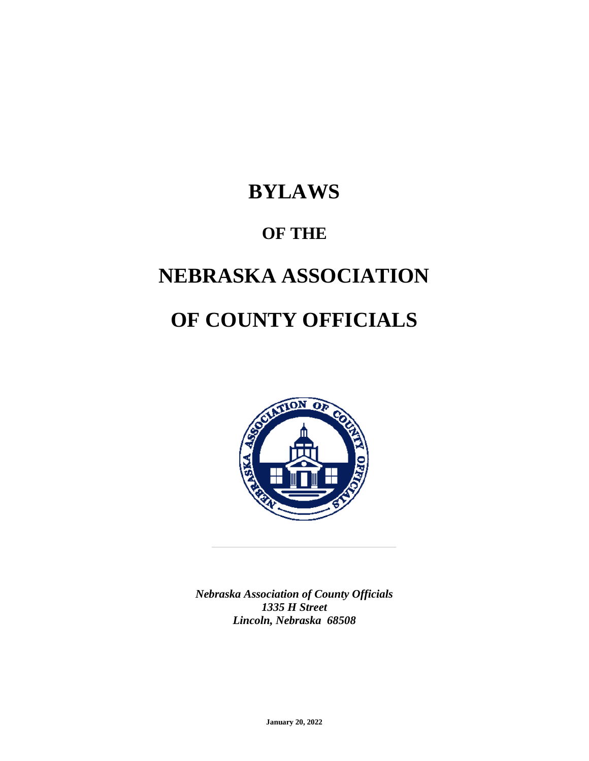# BYLAWS

## OF THE

# NEBRASKA ASSOCIATION

# OF COUNTY OFFICIALS

---

***Nebraska Association of County Officials***
***1335 H Street***
***Lincoln, Nebraska 68508***

**January 20, 2022**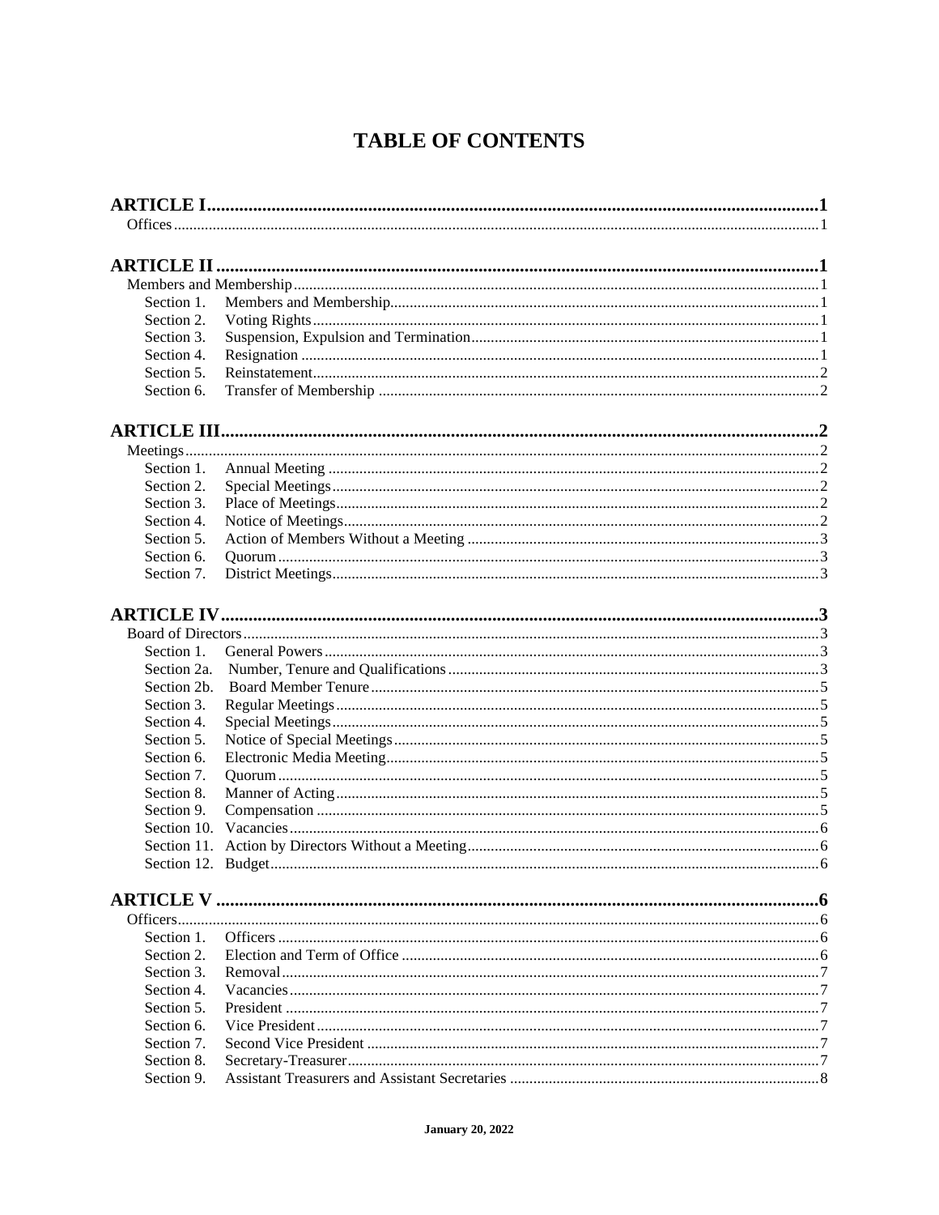# TABLE OF CONTENTS

**ARTICLE I** ........................................................ **1**

Offices ........................................................ 1

**ARTICLE II** ........................................................ **1**

Members and Membership ........................................................ 1

- Section 1. Members and Membership ........................................................ 1
- Section 2. Voting Rights ........................................................ 1
- Section 3. Suspension, Expulsion and Termination ........................................................ 1
- Section 4. Resignation ........................................................ 1
- Section 5. Reinstatement ........................................................ 2
- Section 6. Transfer of Membership ........................................................ 2

**ARTICLE III** ........................................................ **2**

Meetings ........................................................ 2

- Section 1. Annual Meeting ........................................................ 2
- Section 2. Special Meetings ........................................................ 2
- Section 3. Place of Meetings ........................................................ 2
- Section 4. Notice of Meetings ........................................................ 2
- Section 5. Action of Members Without a Meeting ........................................................ 3
- Section 6. Quorum ........................................................ 3
- Section 7. District Meetings ........................................................ 3

**ARTICLE IV** ........................................................ **3**

Board of Directors ........................................................ 3

- Section 1. General Powers ........................................................ 3
- Section 2a. Number, Tenure and Qualifications ........................................................ 3
- Section 2b. Board Member Tenure ........................................................ 5
- Section 3. Regular Meetings ........................................................ 5
- Section 4. Special Meetings ........................................................ 5
- Section 5. Notice of Special Meetings ........................................................ 5
- Section 6. Electronic Media Meeting ........................................................ 5
- Section 7. Quorum ........................................................ 5
- Section 8. Manner of Acting ........................................................ 5
- Section 9. Compensation ........................................................ 5
- Section 10. Vacancies ........................................................ 6
- Section 11. Action by Directors Without a Meeting ........................................................ 6
- Section 12. Budget ........................................................ 6

**ARTICLE V** ........................................................ **6**

Officers ........................................................ 6

- Section 1. Officers ........................................................ 6
- Section 2. Election and Term of Office ........................................................ 6
- Section 3. Removal ........................................................ 7
- Section 4. Vacancies ........................................................ 7
- Section 5. President ........................................................ 7
- Section 6. Vice President ........................................................ 7
- Section 7. Second Vice President ........................................................ 7
- Section 8. Secretary-Treasurer ........................................................ 7
- Section 9. Assistant Treasurers and Assistant Secretaries ........................................................ 8

**January 20, 2022**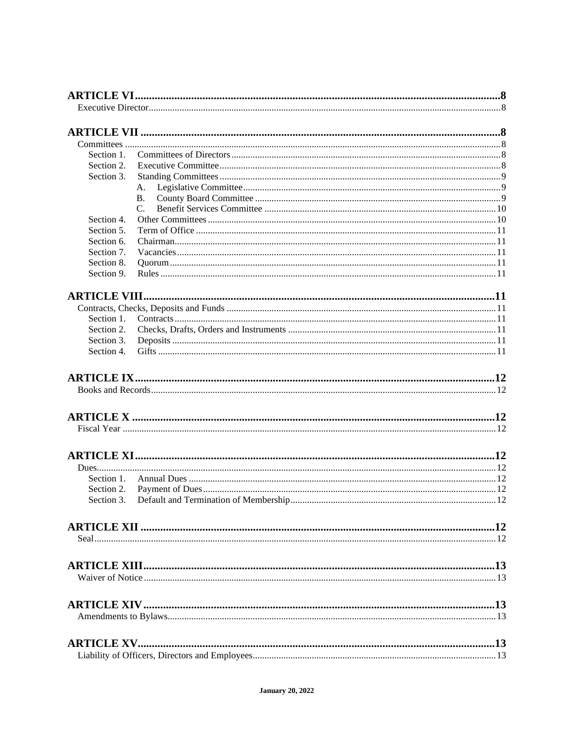**ARTICLE VI** ........ 8
Executive Director ........ 8

**ARTICLE VII** ........ 8
Committees ........ 8
- Section 1. Committees of Directors ........ 8
- Section 2. Executive Committee ........ 8
- Section 3. Standing Committees ........ 9
  - A. Legislative Committee ........ 9
  - B. County Board Committee ........ 9
  - C. Benefit Services Committee ........ 10
- Section 4. Other Committees ........ 10
- Section 5. Term of Office ........ 11
- Section 6. Chairman ........ 11
- Section 7. Vacancies ........ 11
- Section 8. Quorum ........ 11
- Section 9. Rules ........ 11

**ARTICLE VIII** ........ 11
Contracts, Checks, Deposits and Funds ........ 11
- Section 1. Contracts ........ 11
- Section 2. Checks, Drafts, Orders and Instruments ........ 11
- Section 3. Deposits ........ 11
- Section 4. Gifts ........ 11

**ARTICLE IX** ........ 12
Books and Records ........ 12

**ARTICLE X** ........ 12
Fiscal Year ........ 12

**ARTICLE XI** ........ 12
Dues ........ 12
- Section 1. Annual Dues ........ 12
- Section 2. Payment of Dues ........ 12
- Section 3. Default and Termination of Membership ........ 12

**ARTICLE XII** ........ 12
Seal ........ 12

**ARTICLE XIII** ........ 13
Waiver of Notice ........ 13

**ARTICLE XIV** ........ 13
Amendments to Bylaws ........ 13

**ARTICLE XV** ........ 13
Liability of Officers, Directors and Employees ........ 13

**January 20, 2022**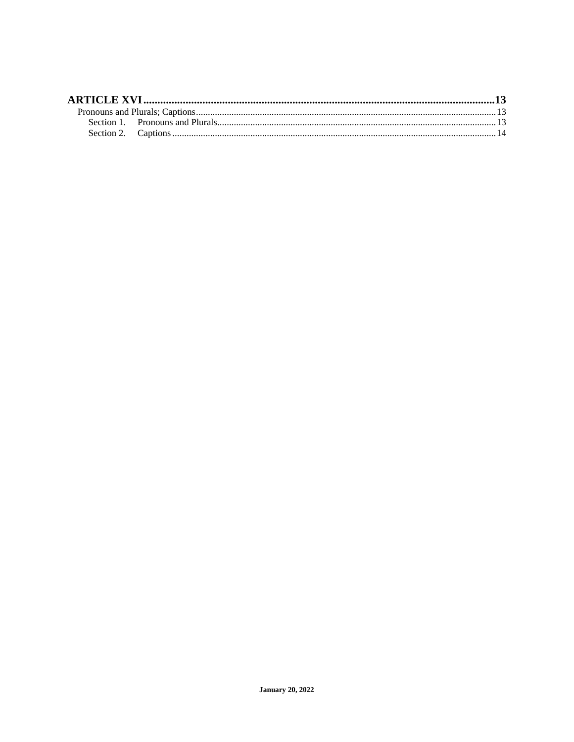**ARTICLE XVI ........................................................................................................................ 13**

Pronouns and Plurals; Captions ........................................................................................................ 13

Section 1. Pronouns and Plurals ........................................................................................................ 13

Section 2. Captions ........................................................................................................................... 14

**January 20, 2022**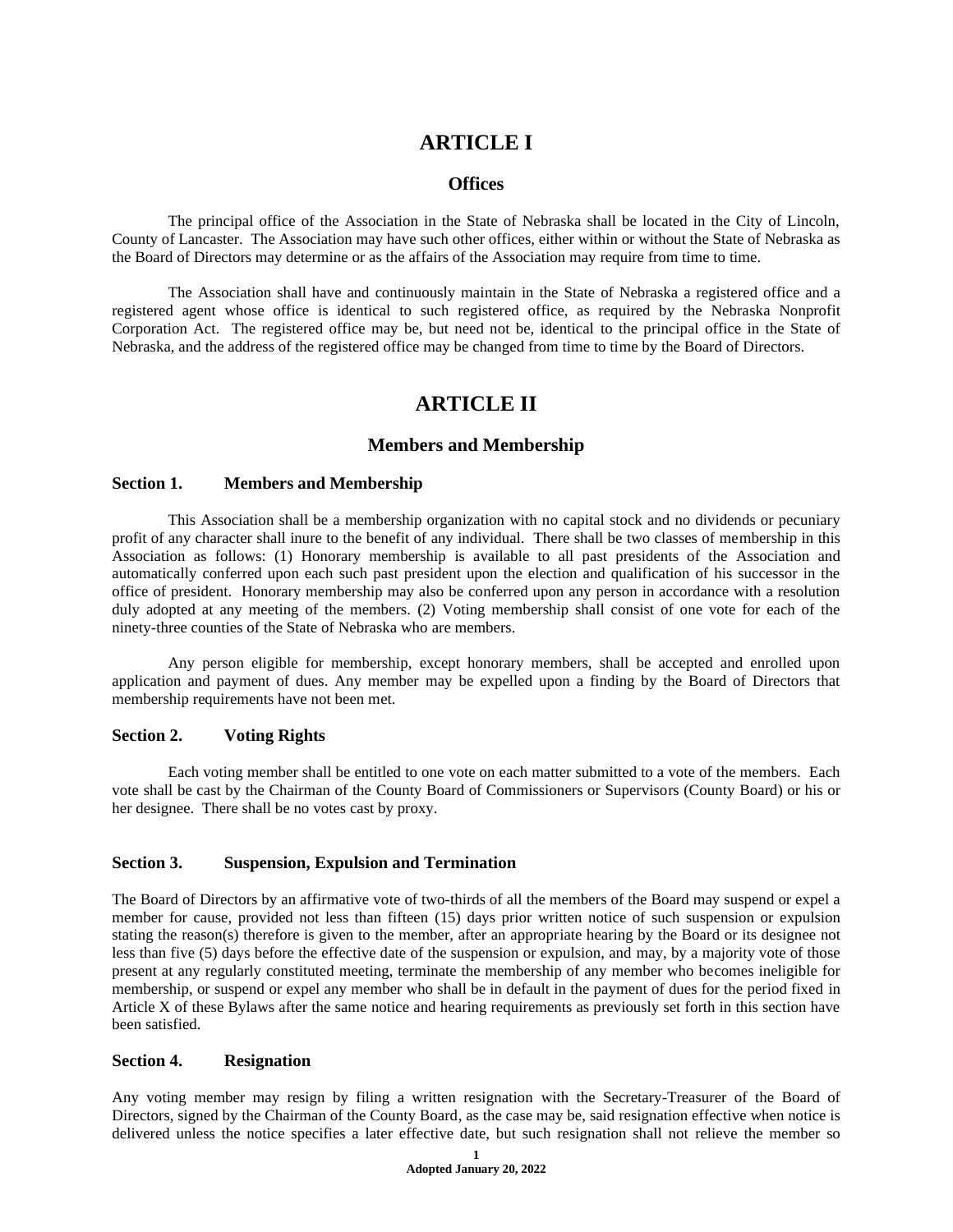# ARTICLE I

## Offices

The principal office of the Association in the State of Nebraska shall be located in the City of Lincoln, County of Lancaster. The Association may have such other offices, either within or without the State of Nebraska as the Board of Directors may determine or as the affairs of the Association may require from time to time.

The Association shall have and continuously maintain in the State of Nebraska a registered office and a registered agent whose office is identical to such registered office, as required by the Nebraska Nonprofit Corporation Act. The registered office may be, but need not be, identical to the principal office in the State of Nebraska, and the address of the registered office may be changed from time to time by the Board of Directors.

# ARTICLE II

## Members and Membership

### Section 1. Members and Membership

This Association shall be a membership organization with no capital stock and no dividends or pecuniary profit of any character shall inure to the benefit of any individual. There shall be two classes of membership in this Association as follows: (1) Honorary membership is available to all past presidents of the Association and automatically conferred upon each such past president upon the election and qualification of his successor in the office of president. Honorary membership may also be conferred upon any person in accordance with a resolution duly adopted at any meeting of the members. (2) Voting membership shall consist of one vote for each of the ninety-three counties of the State of Nebraska who are members.

Any person eligible for membership, except honorary members, shall be accepted and enrolled upon application and payment of dues. Any member may be expelled upon a finding by the Board of Directors that membership requirements have not been met.

### Section 2. Voting Rights

Each voting member shall be entitled to one vote on each matter submitted to a vote of the members. Each vote shall be cast by the Chairman of the County Board of Commissioners or Supervisors (County Board) or his or her designee. There shall be no votes cast by proxy.

### Section 3. Suspension, Expulsion and Termination

The Board of Directors by an affirmative vote of two-thirds of all the members of the Board may suspend or expel a member for cause, provided not less than fifteen (15) days prior written notice of such suspension or expulsion stating the reason(s) therefore is given to the member, after an appropriate hearing by the Board or its designee not less than five (5) days before the effective date of the suspension or expulsion, and may, by a majority vote of those present at any regularly constituted meeting, terminate the membership of any member who becomes ineligible for membership, or suspend or expel any member who shall be in default in the payment of dues for the period fixed in Article X of these Bylaws after the same notice and hearing requirements as previously set forth in this section have been satisfied.

### Section 4. Resignation

Any voting member may resign by filing a written resignation with the Secretary-Treasurer of the Board of Directors, signed by the Chairman of the County Board, as the case may be, said resignation effective when notice is delivered unless the notice specifies a later effective date, but such resignation shall not relieve the member so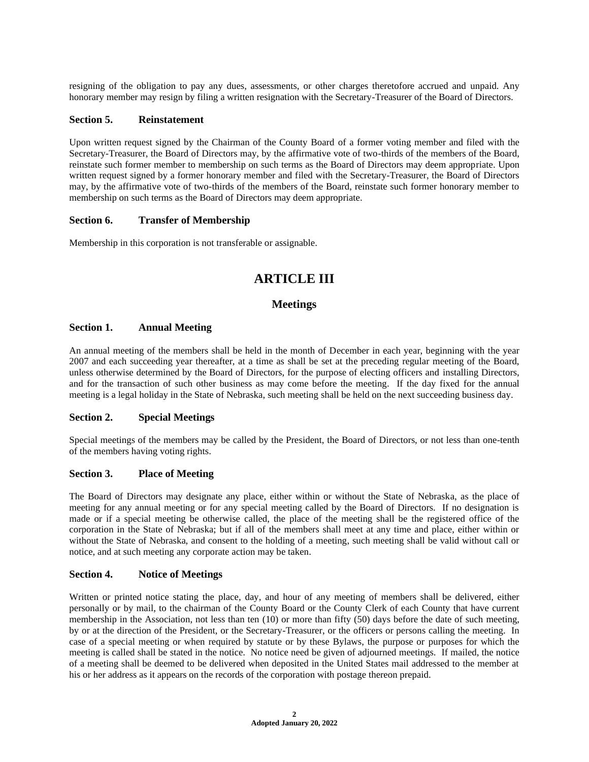resigning of the obligation to pay any dues, assessments, or other charges theretofore accrued and unpaid. Any honorary member may resign by filing a written resignation with the Secretary-Treasurer of the Board of Directors.

### Section 5. Reinstatement

Upon written request signed by the Chairman of the County Board of a former voting member and filed with the Secretary-Treasurer, the Board of Directors may, by the affirmative vote of two-thirds of the members of the Board, reinstate such former member to membership on such terms as the Board of Directors may deem appropriate. Upon written request signed by a former honorary member and filed with the Secretary-Treasurer, the Board of Directors may, by the affirmative vote of two-thirds of the members of the Board, reinstate such former honorary member to membership on such terms as the Board of Directors may deem appropriate.

### Section 6. Transfer of Membership

Membership in this corporation is not transferable or assignable.

# ARTICLE III

## Meetings

### Section 1. Annual Meeting

An annual meeting of the members shall be held in the month of December in each year, beginning with the year 2007 and each succeeding year thereafter, at a time as shall be set at the preceding regular meeting of the Board, unless otherwise determined by the Board of Directors, for the purpose of electing officers and installing Directors, and for the transaction of such other business as may come before the meeting. If the day fixed for the annual meeting is a legal holiday in the State of Nebraska, such meeting shall be held on the next succeeding business day.

### Section 2. Special Meetings

Special meetings of the members may be called by the President, the Board of Directors, or not less than one-tenth of the members having voting rights.

### Section 3. Place of Meeting

The Board of Directors may designate any place, either within or without the State of Nebraska, as the place of meeting for any annual meeting or for any special meeting called by the Board of Directors. If no designation is made or if a special meeting be otherwise called, the place of the meeting shall be the registered office of the corporation in the State of Nebraska; but if all of the members shall meet at any time and place, either within or without the State of Nebraska, and consent to the holding of a meeting, such meeting shall be valid without call or notice, and at such meeting any corporate action may be taken.

### Section 4. Notice of Meetings

Written or printed notice stating the place, day, and hour of any meeting of members shall be delivered, either personally or by mail, to the chairman of the County Board or the County Clerk of each County that have current membership in the Association, not less than ten (10) or more than fifty (50) days before the date of such meeting, by or at the direction of the President, or the Secretary-Treasurer, or the officers or persons calling the meeting. In case of a special meeting or when required by statute or by these Bylaws, the purpose or purposes for which the meeting is called shall be stated in the notice. No notice need be given of adjourned meetings. If mailed, the notice of a meeting shall be deemed to be delivered when deposited in the United States mail addressed to the member at his or her address as it appears on the records of the corporation with postage thereon prepaid.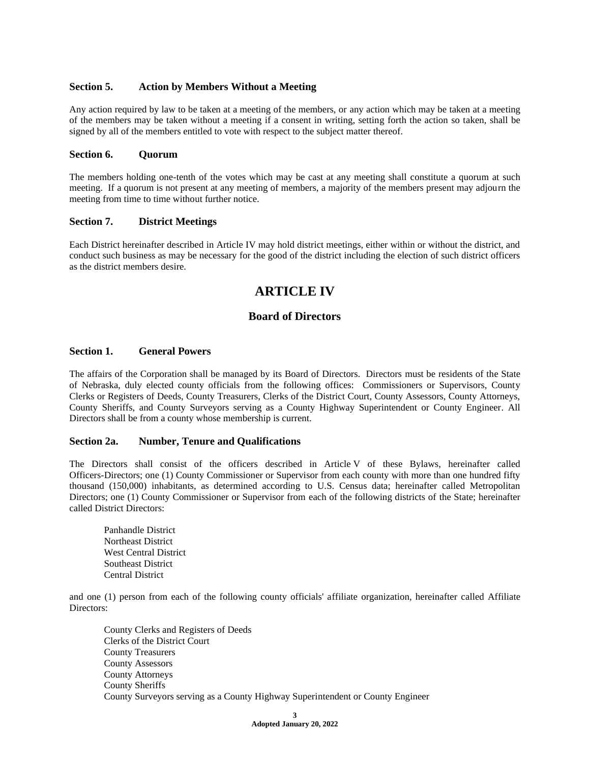### Section 5. Action by Members Without a Meeting

Any action required by law to be taken at a meeting of the members, or any action which may be taken at a meeting of the members may be taken without a meeting if a consent in writing, setting forth the action so taken, shall be signed by all of the members entitled to vote with respect to the subject matter thereof.

### Section 6. Quorum

The members holding one-tenth of the votes which may be cast at any meeting shall constitute a quorum at such meeting. If a quorum is not present at any meeting of members, a majority of the members present may adjourn the meeting from time to time without further notice.

### Section 7. District Meetings

Each District hereinafter described in Article IV may hold district meetings, either within or without the district, and conduct such business as may be necessary for the good of the district including the election of such district officers as the district members desire.

# ARTICLE IV

## Board of Directors

### Section 1. General Powers

The affairs of the Corporation shall be managed by its Board of Directors. Directors must be residents of the State of Nebraska, duly elected county officials from the following offices: Commissioners or Supervisors, County Clerks or Registers of Deeds, County Treasurers, Clerks of the District Court, County Assessors, County Attorneys, County Sheriffs, and County Surveyors serving as a County Highway Superintendent or County Engineer. All Directors shall be from a county whose membership is current.

### Section 2a. Number, Tenure and Qualifications

The Directors shall consist of the officers described in Article V of these Bylaws, hereinafter called Officers-Directors; one (1) County Commissioner or Supervisor from each county with more than one hundred fifty thousand (150,000) inhabitants, as determined according to U.S. Census data; hereinafter called Metropolitan Directors; one (1) County Commissioner or Supervisor from each of the following districts of the State; hereinafter called District Directors:

Panhandle District  
Northeast District  
West Central District  
Southeast District  
Central District

and one (1) person from each of the following county officials' affiliate organization, hereinafter called Affiliate Directors:

County Clerks and Registers of Deeds  
Clerks of the District Court  
County Treasurers  
County Assessors  
County Attorneys  
County Sheriffs  
County Surveyors serving as a County Highway Superintendent or County Engineer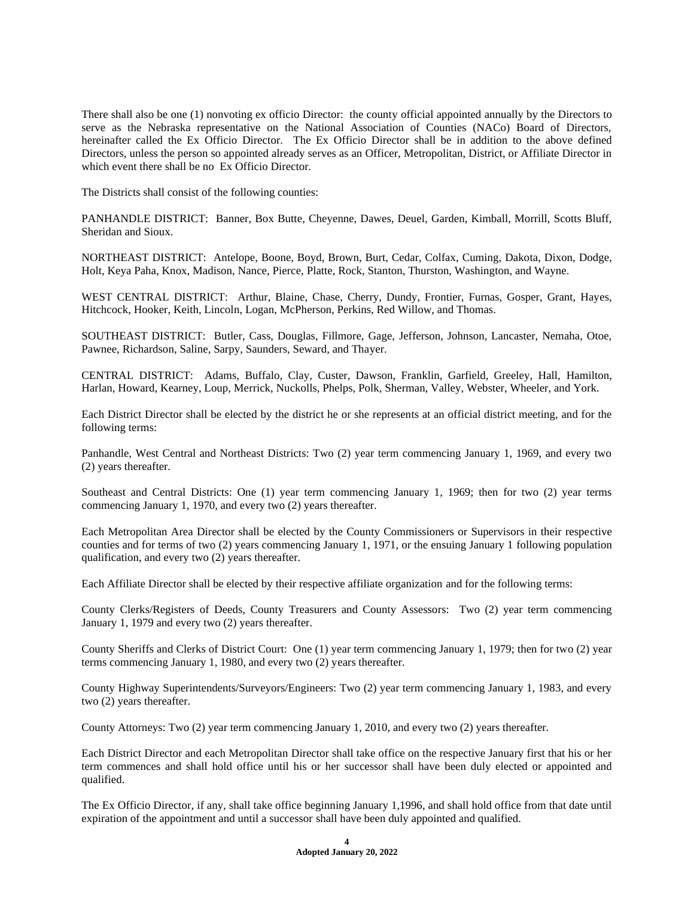There shall also be one (1) nonvoting ex officio Director: the county official appointed annually by the Directors to serve as the Nebraska representative on the National Association of Counties (NACo) Board of Directors, hereinafter called the Ex Officio Director. The Ex Officio Director shall be in addition to the above defined Directors, unless the person so appointed already serves as an Officer, Metropolitan, District, or Affiliate Director in which event there shall be no Ex Officio Director.

The Districts shall consist of the following counties:

PANHANDLE DISTRICT: Banner, Box Butte, Cheyenne, Dawes, Deuel, Garden, Kimball, Morrill, Scotts Bluff, Sheridan and Sioux.

NORTHEAST DISTRICT: Antelope, Boone, Boyd, Brown, Burt, Cedar, Colfax, Cuming, Dakota, Dixon, Dodge, Holt, Keya Paha, Knox, Madison, Nance, Pierce, Platte, Rock, Stanton, Thurston, Washington, and Wayne.

WEST CENTRAL DISTRICT: Arthur, Blaine, Chase, Cherry, Dundy, Frontier, Furnas, Gosper, Grant, Hayes, Hitchcock, Hooker, Keith, Lincoln, Logan, McPherson, Perkins, Red Willow, and Thomas.

SOUTHEAST DISTRICT: Butler, Cass, Douglas, Fillmore, Gage, Jefferson, Johnson, Lancaster, Nemaha, Otoe, Pawnee, Richardson, Saline, Sarpy, Saunders, Seward, and Thayer.

CENTRAL DISTRICT: Adams, Buffalo, Clay, Custer, Dawson, Franklin, Garfield, Greeley, Hall, Hamilton, Harlan, Howard, Kearney, Loup, Merrick, Nuckolls, Phelps, Polk, Sherman, Valley, Webster, Wheeler, and York.

Each District Director shall be elected by the district he or she represents at an official district meeting, and for the following terms:

Panhandle, West Central and Northeast Districts: Two (2) year term commencing January 1, 1969, and every two (2) years thereafter.

Southeast and Central Districts: One (1) year term commencing January 1, 1969; then for two (2) year terms commencing January 1, 1970, and every two (2) years thereafter.

Each Metropolitan Area Director shall be elected by the County Commissioners or Supervisors in their respective counties and for terms of two (2) years commencing January 1, 1971, or the ensuing January 1 following population qualification, and every two (2) years thereafter.

Each Affiliate Director shall be elected by their respective affiliate organization and for the following terms:

County Clerks/Registers of Deeds, County Treasurers and County Assessors: Two (2) year term commencing January 1, 1979 and every two (2) years thereafter.

County Sheriffs and Clerks of District Court: One (1) year term commencing January 1, 1979; then for two (2) year terms commencing January 1, 1980, and every two (2) years thereafter.

County Highway Superintendents/Surveyors/Engineers: Two (2) year term commencing January 1, 1983, and every two (2) years thereafter.

County Attorneys: Two (2) year term commencing January 1, 2010, and every two (2) years thereafter.

Each District Director and each Metropolitan Director shall take office on the respective January first that his or her term commences and shall hold office until his or her successor shall have been duly elected or appointed and qualified.

The Ex Officio Director, if any, shall take office beginning January 1,1996, and shall hold office from that date until expiration of the appointment and until a successor shall have been duly appointed and qualified.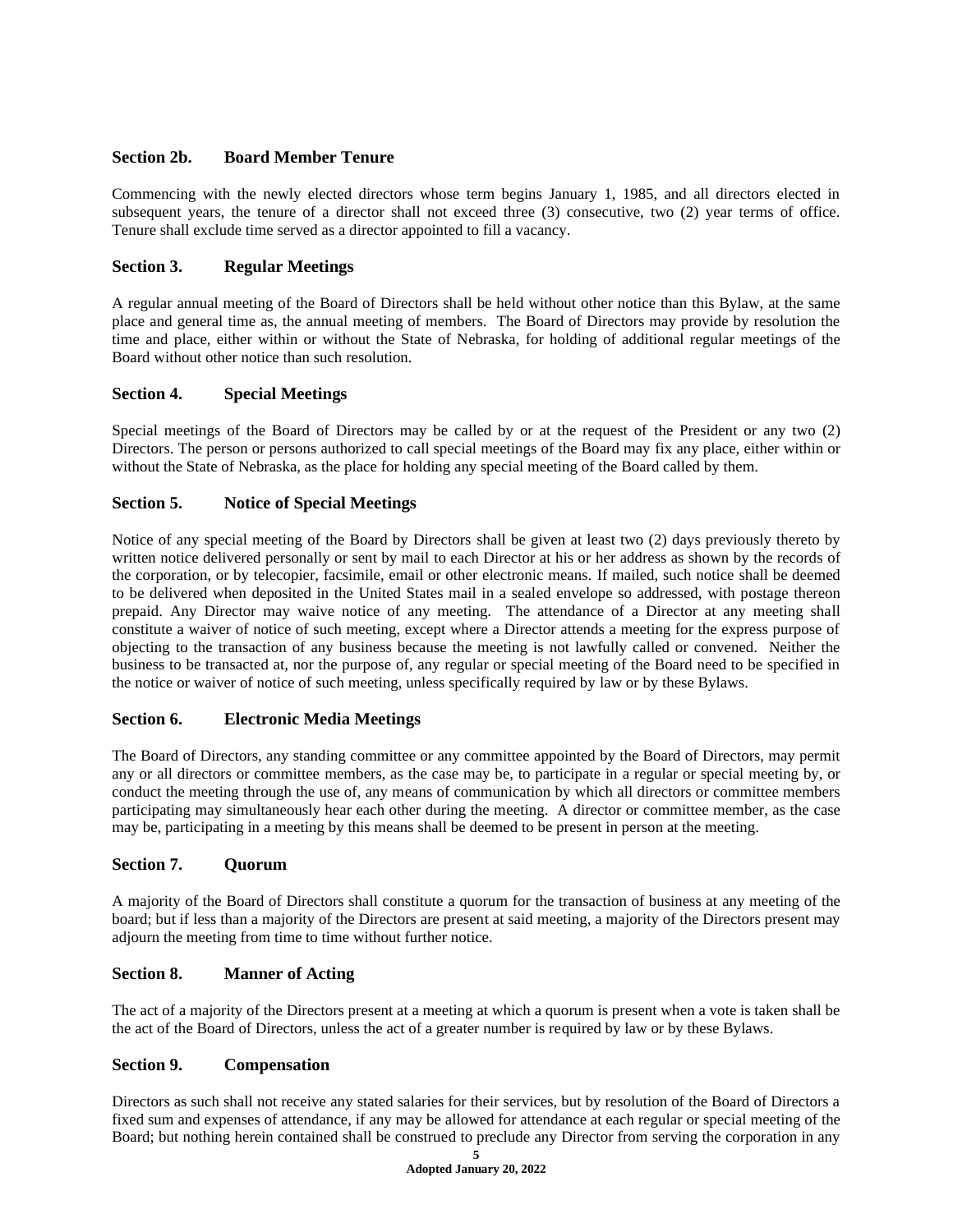### Section 2b. Board Member Tenure

Commencing with the newly elected directors whose term begins January 1, 1985, and all directors elected in subsequent years, the tenure of a director shall not exceed three (3) consecutive, two (2) year terms of office. Tenure shall exclude time served as a director appointed to fill a vacancy.

### Section 3. Regular Meetings

A regular annual meeting of the Board of Directors shall be held without other notice than this Bylaw, at the same place and general time as, the annual meeting of members. The Board of Directors may provide by resolution the time and place, either within or without the State of Nebraska, for holding of additional regular meetings of the Board without other notice than such resolution.

### Section 4. Special Meetings

Special meetings of the Board of Directors may be called by or at the request of the President or any two (2) Directors. The person or persons authorized to call special meetings of the Board may fix any place, either within or without the State of Nebraska, as the place for holding any special meeting of the Board called by them.

### Section 5. Notice of Special Meetings

Notice of any special meeting of the Board by Directors shall be given at least two (2) days previously thereto by written notice delivered personally or sent by mail to each Director at his or her address as shown by the records of the corporation, or by telecopier, facsimile, email or other electronic means. If mailed, such notice shall be deemed to be delivered when deposited in the United States mail in a sealed envelope so addressed, with postage thereon prepaid. Any Director may waive notice of any meeting. The attendance of a Director at any meeting shall constitute a waiver of notice of such meeting, except where a Director attends a meeting for the express purpose of objecting to the transaction of any business because the meeting is not lawfully called or convened. Neither the business to be transacted at, nor the purpose of, any regular or special meeting of the Board need to be specified in the notice or waiver of notice of such meeting, unless specifically required by law or by these Bylaws.

### Section 6. Electronic Media Meetings

The Board of Directors, any standing committee or any committee appointed by the Board of Directors, may permit any or all directors or committee members, as the case may be, to participate in a regular or special meeting by, or conduct the meeting through the use of, any means of communication by which all directors or committee members participating may simultaneously hear each other during the meeting. A director or committee member, as the case may be, participating in a meeting by this means shall be deemed to be present in person at the meeting.

### Section 7. Quorum

A majority of the Board of Directors shall constitute a quorum for the transaction of business at any meeting of the board; but if less than a majority of the Directors are present at said meeting, a majority of the Directors present may adjourn the meeting from time to time without further notice.

### Section 8. Manner of Acting

The act of a majority of the Directors present at a meeting at which a quorum is present when a vote is taken shall be the act of the Board of Directors, unless the act of a greater number is required by law or by these Bylaws.

### Section 9. Compensation

Directors as such shall not receive any stated salaries for their services, but by resolution of the Board of Directors a fixed sum and expenses of attendance, if any may be allowed for attendance at each regular or special meeting of the Board; but nothing herein contained shall be construed to preclude any Director from serving the corporation in any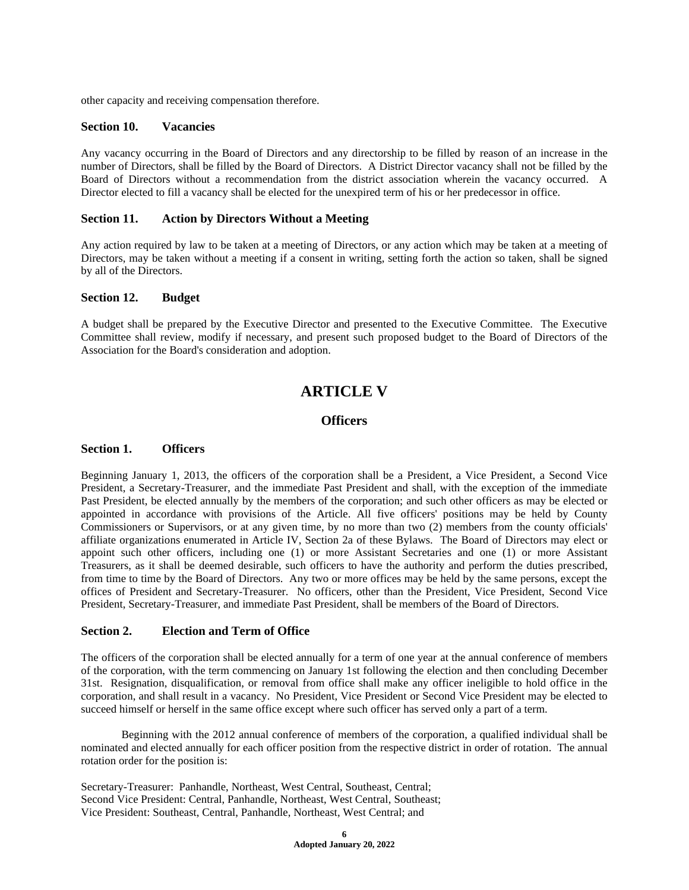other capacity and receiving compensation therefore.

### Section 10. Vacancies

Any vacancy occurring in the Board of Directors and any directorship to be filled by reason of an increase in the number of Directors, shall be filled by the Board of Directors. A District Director vacancy shall not be filled by the Board of Directors without a recommendation from the district association wherein the vacancy occurred. A Director elected to fill a vacancy shall be elected for the unexpired term of his or her predecessor in office.

### Section 11. Action by Directors Without a Meeting

Any action required by law to be taken at a meeting of Directors, or any action which may be taken at a meeting of Directors, may be taken without a meeting if a consent in writing, setting forth the action so taken, shall be signed by all of the Directors.

### Section 12. Budget

A budget shall be prepared by the Executive Director and presented to the Executive Committee. The Executive Committee shall review, modify if necessary, and present such proposed budget to the Board of Directors of the Association for the Board's consideration and adoption.

# ARTICLE V

## Officers

### Section 1. Officers

Beginning January 1, 2013, the officers of the corporation shall be a President, a Vice President, a Second Vice President, a Secretary-Treasurer, and the immediate Past President and shall, with the exception of the immediate Past President, be elected annually by the members of the corporation; and such other officers as may be elected or appointed in accordance with provisions of the Article. All five officers' positions may be held by County Commissioners or Supervisors, or at any given time, by no more than two (2) members from the county officials' affiliate organizations enumerated in Article IV, Section 2a of these Bylaws. The Board of Directors may elect or appoint such other officers, including one (1) or more Assistant Secretaries and one (1) or more Assistant Treasurers, as it shall be deemed desirable, such officers to have the authority and perform the duties prescribed, from time to time by the Board of Directors. Any two or more offices may be held by the same persons, except the offices of President and Secretary-Treasurer. No officers, other than the President, Vice President, Second Vice President, Secretary-Treasurer, and immediate Past President, shall be members of the Board of Directors.

### Section 2. Election and Term of Office

The officers of the corporation shall be elected annually for a term of one year at the annual conference of members of the corporation, with the term commencing on January 1st following the election and then concluding December 31st. Resignation, disqualification, or removal from office shall make any officer ineligible to hold office in the corporation, and shall result in a vacancy. No President, Vice President or Second Vice President may be elected to succeed himself or herself in the same office except where such officer has served only a part of a term.

Beginning with the 2012 annual conference of members of the corporation, a qualified individual shall be nominated and elected annually for each officer position from the respective district in order of rotation. The annual rotation order for the position is:

Secretary-Treasurer: Panhandle, Northeast, West Central, Southeast, Central;
Second Vice President: Central, Panhandle, Northeast, West Central, Southeast;
Vice President: Southeast, Central, Panhandle, Northeast, West Central; and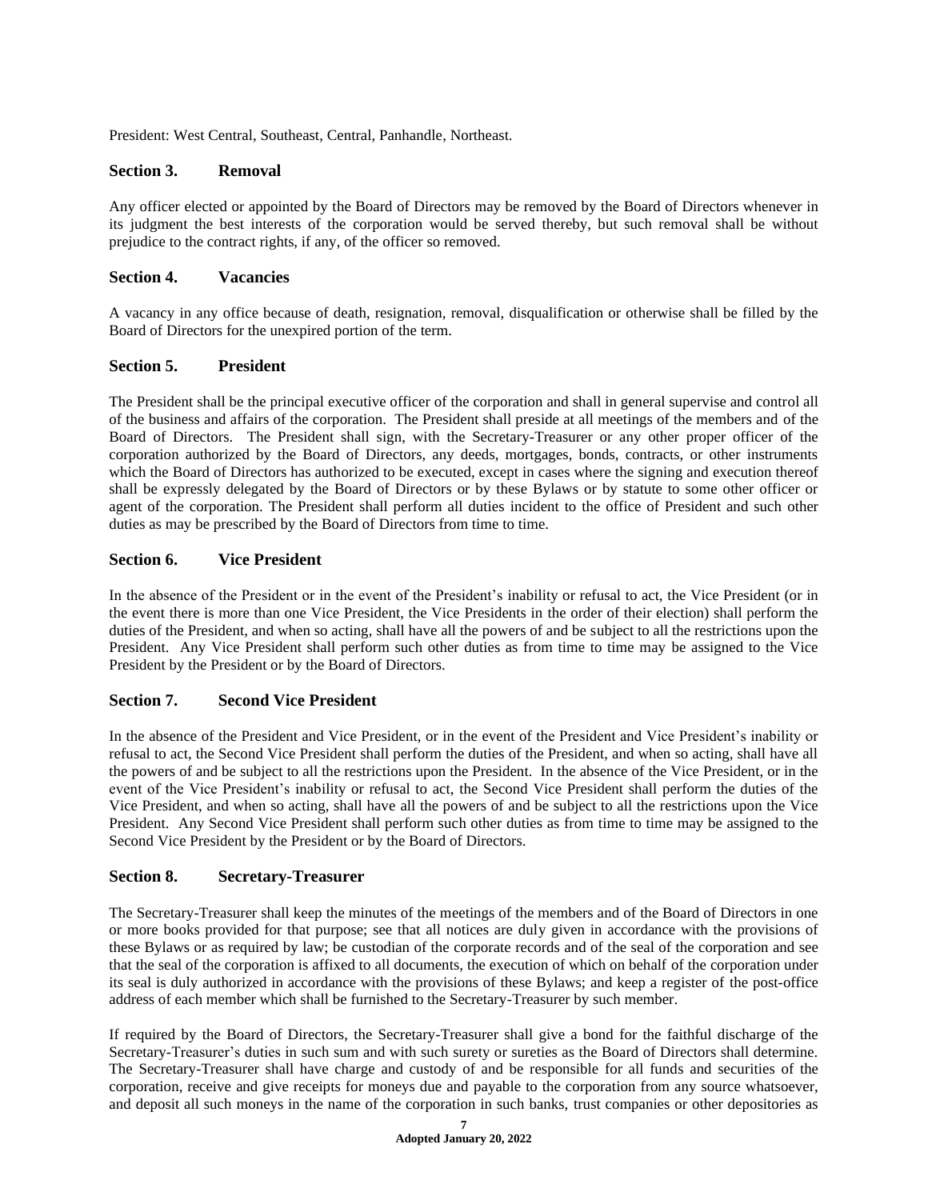President: West Central, Southeast, Central, Panhandle, Northeast.

### Section 3. Removal

Any officer elected or appointed by the Board of Directors may be removed by the Board of Directors whenever in its judgment the best interests of the corporation would be served thereby, but such removal shall be without prejudice to the contract rights, if any, of the officer so removed.

### Section 4. Vacancies

A vacancy in any office because of death, resignation, removal, disqualification or otherwise shall be filled by the Board of Directors for the unexpired portion of the term.

### Section 5. President

The President shall be the principal executive officer of the corporation and shall in general supervise and control all of the business and affairs of the corporation. The President shall preside at all meetings of the members and of the Board of Directors. The President shall sign, with the Secretary-Treasurer or any other proper officer of the corporation authorized by the Board of Directors, any deeds, mortgages, bonds, contracts, or other instruments which the Board of Directors has authorized to be executed, except in cases where the signing and execution thereof shall be expressly delegated by the Board of Directors or by these Bylaws or by statute to some other officer or agent of the corporation. The President shall perform all duties incident to the office of President and such other duties as may be prescribed by the Board of Directors from time to time.

### Section 6. Vice President

In the absence of the President or in the event of the President's inability or refusal to act, the Vice President (or in the event there is more than one Vice President, the Vice Presidents in the order of their election) shall perform the duties of the President, and when so acting, shall have all the powers of and be subject to all the restrictions upon the President. Any Vice President shall perform such other duties as from time to time may be assigned to the Vice President by the President or by the Board of Directors.

### Section 7. Second Vice President

In the absence of the President and Vice President, or in the event of the President and Vice President's inability or refusal to act, the Second Vice President shall perform the duties of the President, and when so acting, shall have all the powers of and be subject to all the restrictions upon the President. In the absence of the Vice President, or in the event of the Vice President's inability or refusal to act, the Second Vice President shall perform the duties of the Vice President, and when so acting, shall have all the powers of and be subject to all the restrictions upon the Vice President. Any Second Vice President shall perform such other duties as from time to time may be assigned to the Second Vice President by the President or by the Board of Directors.

### Section 8. Secretary-Treasurer

The Secretary-Treasurer shall keep the minutes of the meetings of the members and of the Board of Directors in one or more books provided for that purpose; see that all notices are duly given in accordance with the provisions of these Bylaws or as required by law; be custodian of the corporate records and of the seal of the corporation and see that the seal of the corporation is affixed to all documents, the execution of which on behalf of the corporation under its seal is duly authorized in accordance with the provisions of these Bylaws; and keep a register of the post-office address of each member which shall be furnished to the Secretary-Treasurer by such member.

If required by the Board of Directors, the Secretary-Treasurer shall give a bond for the faithful discharge of the Secretary-Treasurer's duties in such sum and with such surety or sureties as the Board of Directors shall determine. The Secretary-Treasurer shall have charge and custody of and be responsible for all funds and securities of the corporation, receive and give receipts for moneys due and payable to the corporation from any source whatsoever, and deposit all such moneys in the name of the corporation in such banks, trust companies or other depositories as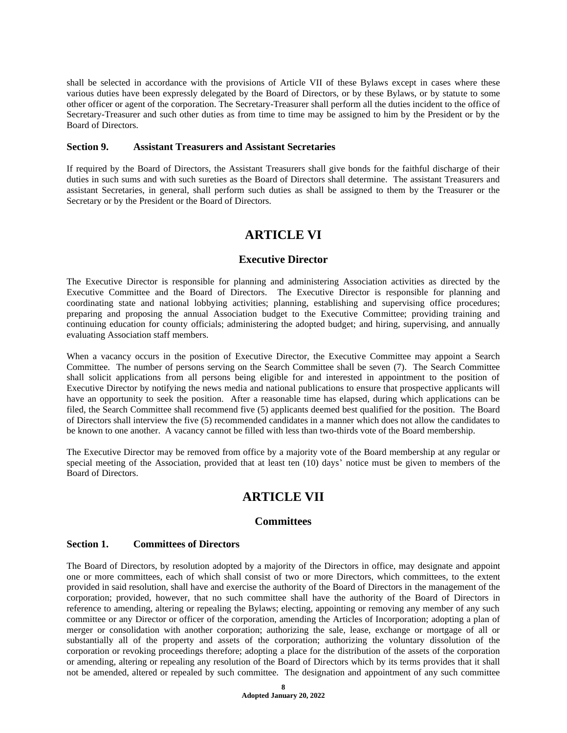shall be selected in accordance with the provisions of Article VII of these Bylaws except in cases where these various duties have been expressly delegated by the Board of Directors, or by these Bylaws, or by statute to some other officer or agent of the corporation. The Secretary-Treasurer shall perform all the duties incident to the office of Secretary-Treasurer and such other duties as from time to time may be assigned to him by the President or by the Board of Directors.

### Section 9. Assistant Treasurers and Assistant Secretaries

If required by the Board of Directors, the Assistant Treasurers shall give bonds for the faithful discharge of their duties in such sums and with such sureties as the Board of Directors shall determine. The assistant Treasurers and assistant Secretaries, in general, shall perform such duties as shall be assigned to them by the Treasurer or the Secretary or by the President or the Board of Directors.

# ARTICLE VI

## Executive Director

The Executive Director is responsible for planning and administering Association activities as directed by the Executive Committee and the Board of Directors. The Executive Director is responsible for planning and coordinating state and national lobbying activities; planning, establishing and supervising office procedures; preparing and proposing the annual Association budget to the Executive Committee; providing training and continuing education for county officials; administering the adopted budget; and hiring, supervising, and annually evaluating Association staff members.

When a vacancy occurs in the position of Executive Director, the Executive Committee may appoint a Search Committee. The number of persons serving on the Search Committee shall be seven (7). The Search Committee shall solicit applications from all persons being eligible for and interested in appointment to the position of Executive Director by notifying the news media and national publications to ensure that prospective applicants will have an opportunity to seek the position. After a reasonable time has elapsed, during which applications can be filed, the Search Committee shall recommend five (5) applicants deemed best qualified for the position. The Board of Directors shall interview the five (5) recommended candidates in a manner which does not allow the candidates to be known to one another. A vacancy cannot be filled with less than two-thirds vote of the Board membership.

The Executive Director may be removed from office by a majority vote of the Board membership at any regular or special meeting of the Association, provided that at least ten (10) days' notice must be given to members of the Board of Directors.

# ARTICLE VII

## Committees

### Section 1. Committees of Directors

The Board of Directors, by resolution adopted by a majority of the Directors in office, may designate and appoint one or more committees, each of which shall consist of two or more Directors, which committees, to the extent provided in said resolution, shall have and exercise the authority of the Board of Directors in the management of the corporation; provided, however, that no such committee shall have the authority of the Board of Directors in reference to amending, altering or repealing the Bylaws; electing, appointing or removing any member of any such committee or any Director or officer of the corporation, amending the Articles of Incorporation; adopting a plan of merger or consolidation with another corporation; authorizing the sale, lease, exchange or mortgage of all or substantially all of the property and assets of the corporation; authorizing the voluntary dissolution of the corporation or revoking proceedings therefore; adopting a place for the distribution of the assets of the corporation or amending, altering or repealing any resolution of the Board of Directors which by its terms provides that it shall not be amended, altered or repealed by such committee. The designation and appointment of any such committee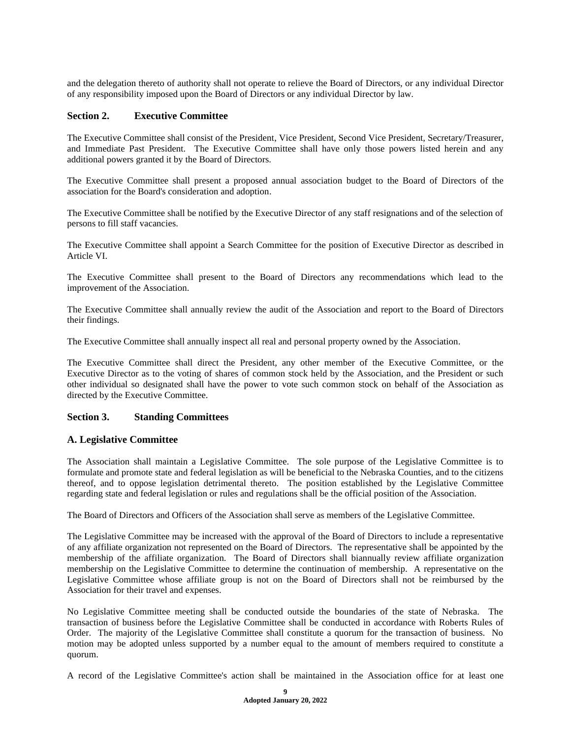and the delegation thereto of authority shall not operate to relieve the Board of Directors, or any individual Director of any responsibility imposed upon the Board of Directors or any individual Director by law.

## Section 2. Executive Committee

The Executive Committee shall consist of the President, Vice President, Second Vice President, Secretary/Treasurer, and Immediate Past President. The Executive Committee shall have only those powers listed herein and any additional powers granted it by the Board of Directors.

The Executive Committee shall present a proposed annual association budget to the Board of Directors of the association for the Board's consideration and adoption.

The Executive Committee shall be notified by the Executive Director of any staff resignations and of the selection of persons to fill staff vacancies.

The Executive Committee shall appoint a Search Committee for the position of Executive Director as described in Article VI.

The Executive Committee shall present to the Board of Directors any recommendations which lead to the improvement of the Association.

The Executive Committee shall annually review the audit of the Association and report to the Board of Directors their findings.

The Executive Committee shall annually inspect all real and personal property owned by the Association.

The Executive Committee shall direct the President, any other member of the Executive Committee, or the Executive Director as to the voting of shares of common stock held by the Association, and the President or such other individual so designated shall have the power to vote such common stock on behalf of the Association as directed by the Executive Committee.

## Section 3. Standing Committees

### A. Legislative Committee

The Association shall maintain a Legislative Committee. The sole purpose of the Legislative Committee is to formulate and promote state and federal legislation as will be beneficial to the Nebraska Counties, and to the citizens thereof, and to oppose legislation detrimental thereto. The position established by the Legislative Committee regarding state and federal legislation or rules and regulations shall be the official position of the Association.

The Board of Directors and Officers of the Association shall serve as members of the Legislative Committee.

The Legislative Committee may be increased with the approval of the Board of Directors to include a representative of any affiliate organization not represented on the Board of Directors. The representative shall be appointed by the membership of the affiliate organization. The Board of Directors shall biannually review affiliate organization membership on the Legislative Committee to determine the continuation of membership. A representative on the Legislative Committee whose affiliate group is not on the Board of Directors shall not be reimbursed by the Association for their travel and expenses.

No Legislative Committee meeting shall be conducted outside the boundaries of the state of Nebraska. The transaction of business before the Legislative Committee shall be conducted in accordance with Roberts Rules of Order. The majority of the Legislative Committee shall constitute a quorum for the transaction of business. No motion may be adopted unless supported by a number equal to the amount of members required to constitute a quorum.

A record of the Legislative Committee's action shall be maintained in the Association office for at least one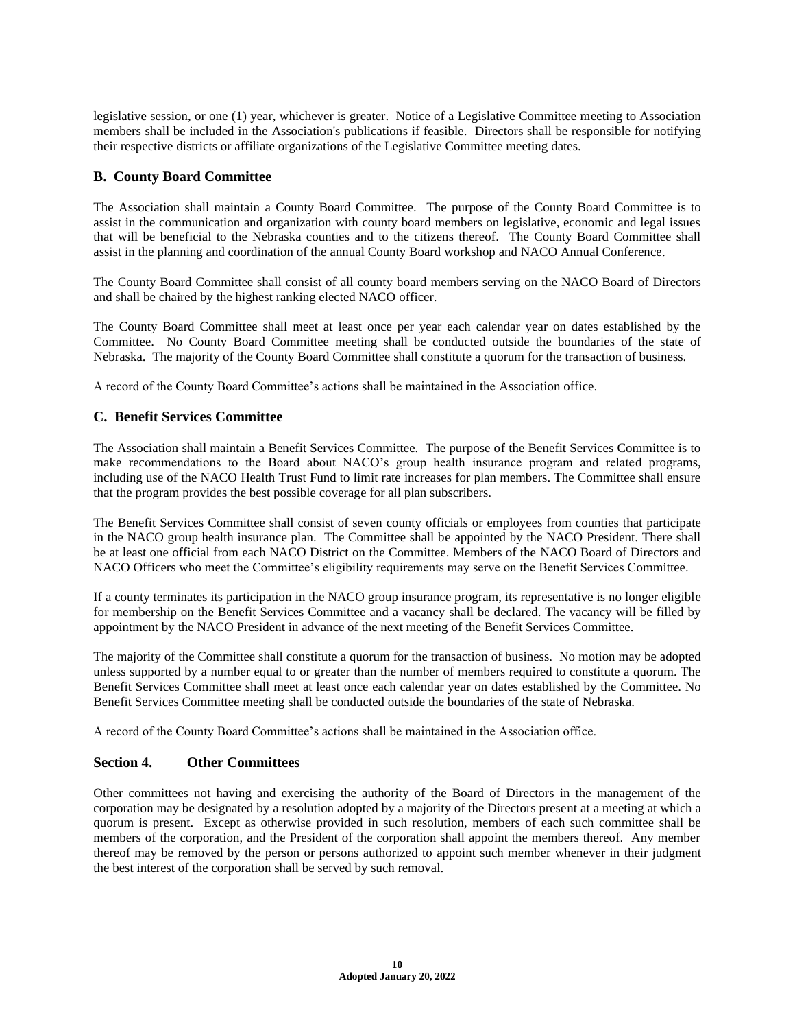legislative session, or one (1) year, whichever is greater. Notice of a Legislative Committee meeting to Association members shall be included in the Association's publications if feasible. Directors shall be responsible for notifying their respective districts or affiliate organizations of the Legislative Committee meeting dates.

### B. County Board Committee

The Association shall maintain a County Board Committee. The purpose of the County Board Committee is to assist in the communication and organization with county board members on legislative, economic and legal issues that will be beneficial to the Nebraska counties and to the citizens thereof. The County Board Committee shall assist in the planning and coordination of the annual County Board workshop and NACO Annual Conference.

The County Board Committee shall consist of all county board members serving on the NACO Board of Directors and shall be chaired by the highest ranking elected NACO officer.

The County Board Committee shall meet at least once per year each calendar year on dates established by the Committee. No County Board Committee meeting shall be conducted outside the boundaries of the state of Nebraska. The majority of the County Board Committee shall constitute a quorum for the transaction of business.

A record of the County Board Committee's actions shall be maintained in the Association office.

### C. Benefit Services Committee

The Association shall maintain a Benefit Services Committee. The purpose of the Benefit Services Committee is to make recommendations to the Board about NACO's group health insurance program and related programs, including use of the NACO Health Trust Fund to limit rate increases for plan members. The Committee shall ensure that the program provides the best possible coverage for all plan subscribers.

The Benefit Services Committee shall consist of seven county officials or employees from counties that participate in the NACO group health insurance plan. The Committee shall be appointed by the NACO President. There shall be at least one official from each NACO District on the Committee. Members of the NACO Board of Directors and NACO Officers who meet the Committee's eligibility requirements may serve on the Benefit Services Committee.

If a county terminates its participation in the NACO group insurance program, its representative is no longer eligible for membership on the Benefit Services Committee and a vacancy shall be declared. The vacancy will be filled by appointment by the NACO President in advance of the next meeting of the Benefit Services Committee.

The majority of the Committee shall constitute a quorum for the transaction of business. No motion may be adopted unless supported by a number equal to or greater than the number of members required to constitute a quorum. The Benefit Services Committee shall meet at least once each calendar year on dates established by the Committee. No Benefit Services Committee meeting shall be conducted outside the boundaries of the state of Nebraska.

A record of the County Board Committee's actions shall be maintained in the Association office.

## Section 4. Other Committees

Other committees not having and exercising the authority of the Board of Directors in the management of the corporation may be designated by a resolution adopted by a majority of the Directors present at a meeting at which a quorum is present. Except as otherwise provided in such resolution, members of each such committee shall be members of the corporation, and the President of the corporation shall appoint the members thereof. Any member thereof may be removed by the person or persons authorized to appoint such member whenever in their judgment the best interest of the corporation shall be served by such removal.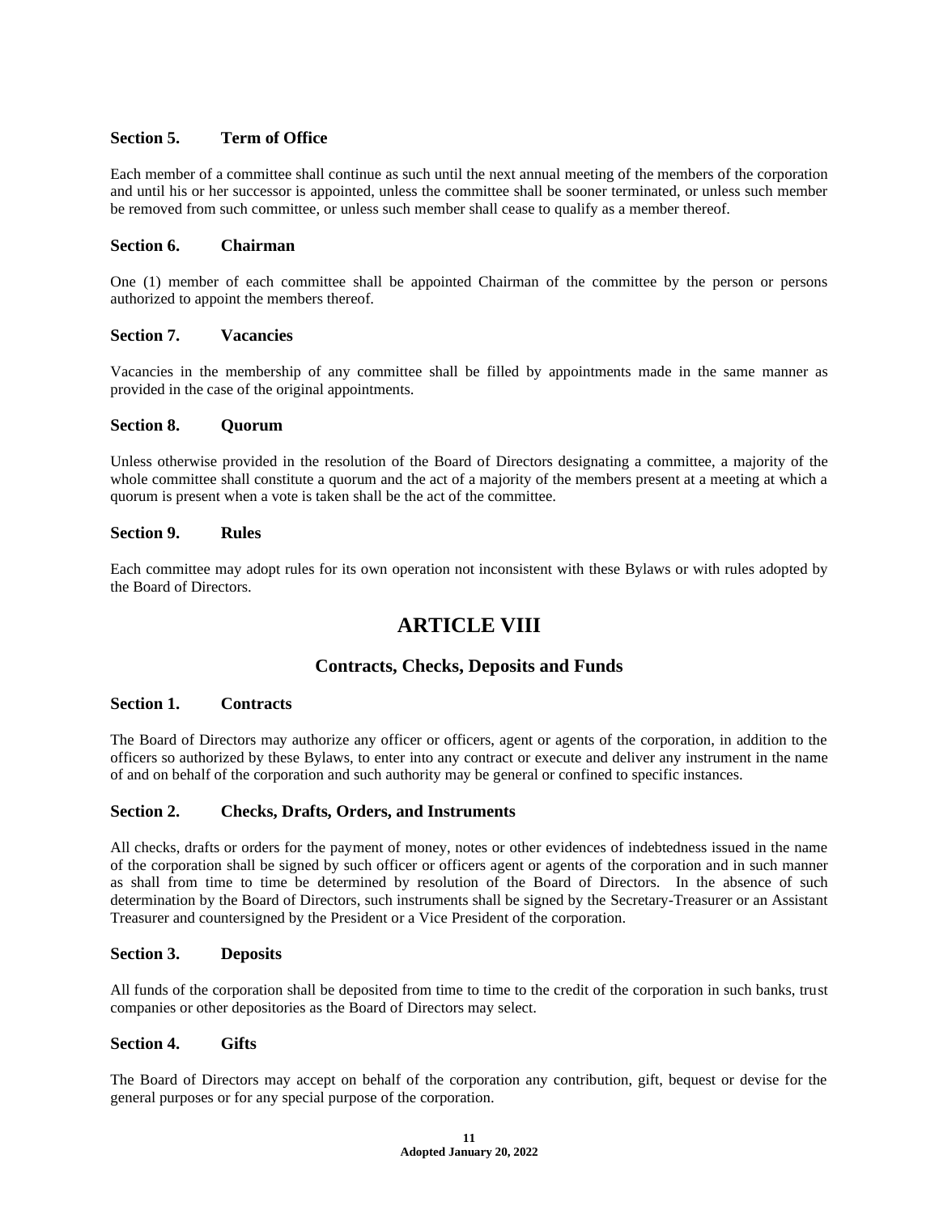### Section 5. Term of Office

Each member of a committee shall continue as such until the next annual meeting of the members of the corporation and until his or her successor is appointed, unless the committee shall be sooner terminated, or unless such member be removed from such committee, or unless such member shall cease to qualify as a member thereof.

### Section 6. Chairman

One (1) member of each committee shall be appointed Chairman of the committee by the person or persons authorized to appoint the members thereof.

### Section 7. Vacancies

Vacancies in the membership of any committee shall be filled by appointments made in the same manner as provided in the case of the original appointments.

### Section 8. Quorum

Unless otherwise provided in the resolution of the Board of Directors designating a committee, a majority of the whole committee shall constitute a quorum and the act of a majority of the members present at a meeting at which a quorum is present when a vote is taken shall be the act of the committee.

### Section 9. Rules

Each committee may adopt rules for its own operation not inconsistent with these Bylaws or with rules adopted by the Board of Directors.

# ARTICLE VIII

## Contracts, Checks, Deposits and Funds

### Section 1. Contracts

The Board of Directors may authorize any officer or officers, agent or agents of the corporation, in addition to the officers so authorized by these Bylaws, to enter into any contract or execute and deliver any instrument in the name of and on behalf of the corporation and such authority may be general or confined to specific instances.

### Section 2. Checks, Drafts, Orders, and Instruments

All checks, drafts or orders for the payment of money, notes or other evidences of indebtedness issued in the name of the corporation shall be signed by such officer or officers agent or agents of the corporation and in such manner as shall from time to time be determined by resolution of the Board of Directors. In the absence of such determination by the Board of Directors, such instruments shall be signed by the Secretary-Treasurer or an Assistant Treasurer and countersigned by the President or a Vice President of the corporation.

### Section 3. Deposits

All funds of the corporation shall be deposited from time to time to the credit of the corporation in such banks, trust companies or other depositories as the Board of Directors may select.

### Section 4. Gifts

The Board of Directors may accept on behalf of the corporation any contribution, gift, bequest or devise for the general purposes or for any special purpose of the corporation.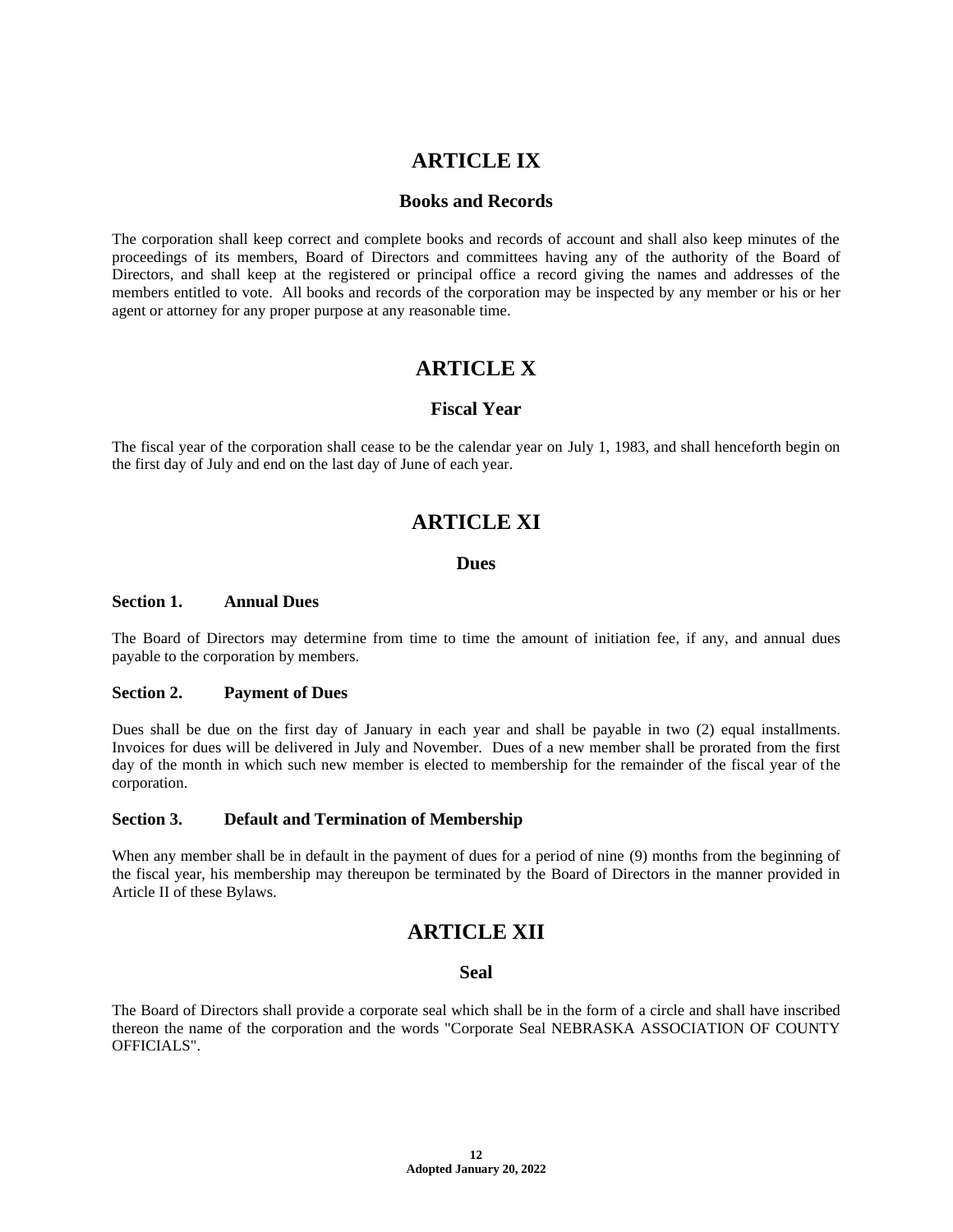# ARTICLE IX

## Books and Records

The corporation shall keep correct and complete books and records of account and shall also keep minutes of the proceedings of its members, Board of Directors and committees having any of the authority of the Board of Directors, and shall keep at the registered or principal office a record giving the names and addresses of the members entitled to vote. All books and records of the corporation may be inspected by any member or his or her agent or attorney for any proper purpose at any reasonable time.

# ARTICLE X

## Fiscal Year

The fiscal year of the corporation shall cease to be the calendar year on July 1, 1983, and shall henceforth begin on the first day of July and end on the last day of June of each year.

# ARTICLE XI

## Dues

### Section 1. Annual Dues

The Board of Directors may determine from time to time the amount of initiation fee, if any, and annual dues payable to the corporation by members.

### Section 2. Payment of Dues

Dues shall be due on the first day of January in each year and shall be payable in two (2) equal installments. Invoices for dues will be delivered in July and November. Dues of a new member shall be prorated from the first day of the month in which such new member is elected to membership for the remainder of the fiscal year of the corporation.

### Section 3. Default and Termination of Membership

When any member shall be in default in the payment of dues for a period of nine (9) months from the beginning of the fiscal year, his membership may thereupon be terminated by the Board of Directors in the manner provided in Article II of these Bylaws.

# ARTICLE XII

## Seal

The Board of Directors shall provide a corporate seal which shall be in the form of a circle and shall have inscribed thereon the name of the corporation and the words "Corporate Seal NEBRASKA ASSOCIATION OF COUNTY OFFICIALS".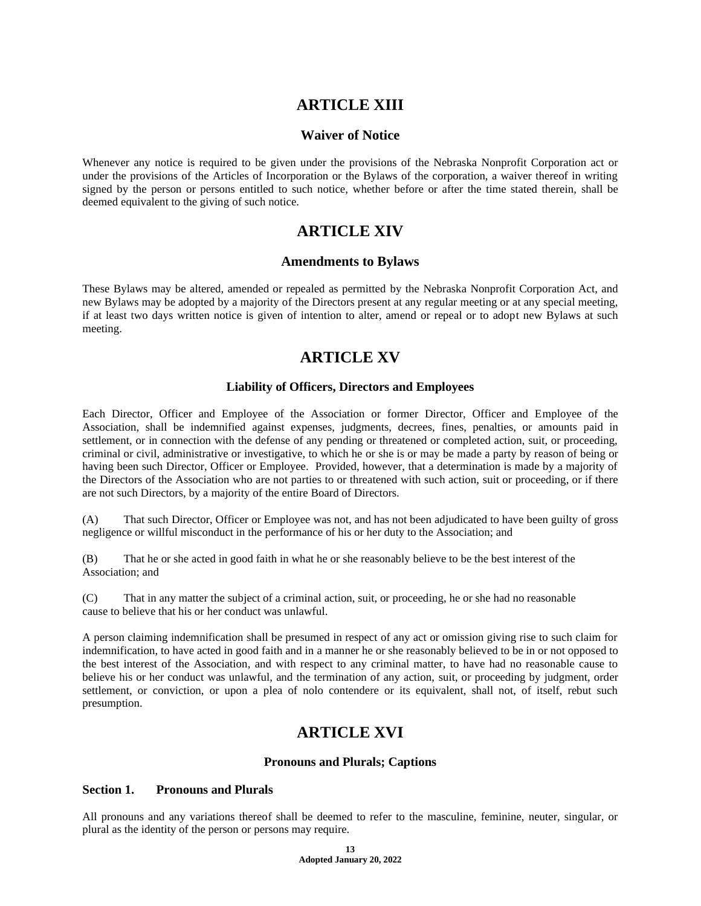# ARTICLE XIII

## Waiver of Notice

Whenever any notice is required to be given under the provisions of the Nebraska Nonprofit Corporation act or under the provisions of the Articles of Incorporation or the Bylaws of the corporation, a waiver thereof in writing signed by the person or persons entitled to such notice, whether before or after the time stated therein, shall be deemed equivalent to the giving of such notice.

# ARTICLE XIV

## Amendments to Bylaws

These Bylaws may be altered, amended or repealed as permitted by the Nebraska Nonprofit Corporation Act, and new Bylaws may be adopted by a majority of the Directors present at any regular meeting or at any special meeting, if at least two days written notice is given of intention to alter, amend or repeal or to adopt new Bylaws at such meeting.

# ARTICLE XV

## Liability of Officers, Directors and Employees

Each Director, Officer and Employee of the Association or former Director, Officer and Employee of the Association, shall be indemnified against expenses, judgments, decrees, fines, penalties, or amounts paid in settlement, or in connection with the defense of any pending or threatened or completed action, suit, or proceeding, criminal or civil, administrative or investigative, to which he or she is or may be made a party by reason of being or having been such Director, Officer or Employee. Provided, however, that a determination is made by a majority of the Directors of the Association who are not parties to or threatened with such action, suit or proceeding, or if there are not such Directors, by a majority of the entire Board of Directors.

(A) That such Director, Officer or Employee was not, and has not been adjudicated to have been guilty of gross negligence or willful misconduct in the performance of his or her duty to the Association; and

(B) That he or she acted in good faith in what he or she reasonably believe to be the best interest of the Association; and

(C) That in any matter the subject of a criminal action, suit, or proceeding, he or she had no reasonable cause to believe that his or her conduct was unlawful.

A person claiming indemnification shall be presumed in respect of any act or omission giving rise to such claim for indemnification, to have acted in good faith and in a manner he or she reasonably believed to be in or not opposed to the best interest of the Association, and with respect to any criminal matter, to have had no reasonable cause to believe his or her conduct was unlawful, and the termination of any action, suit, or proceeding by judgment, order settlement, or conviction, or upon a plea of nolo contendere or its equivalent, shall not, of itself, rebut such presumption.

# ARTICLE XVI

## Pronouns and Plurals; Captions

### Section 1. Pronouns and Plurals

All pronouns and any variations thereof shall be deemed to refer to the masculine, feminine, neuter, singular, or plural as the identity of the person or persons may require.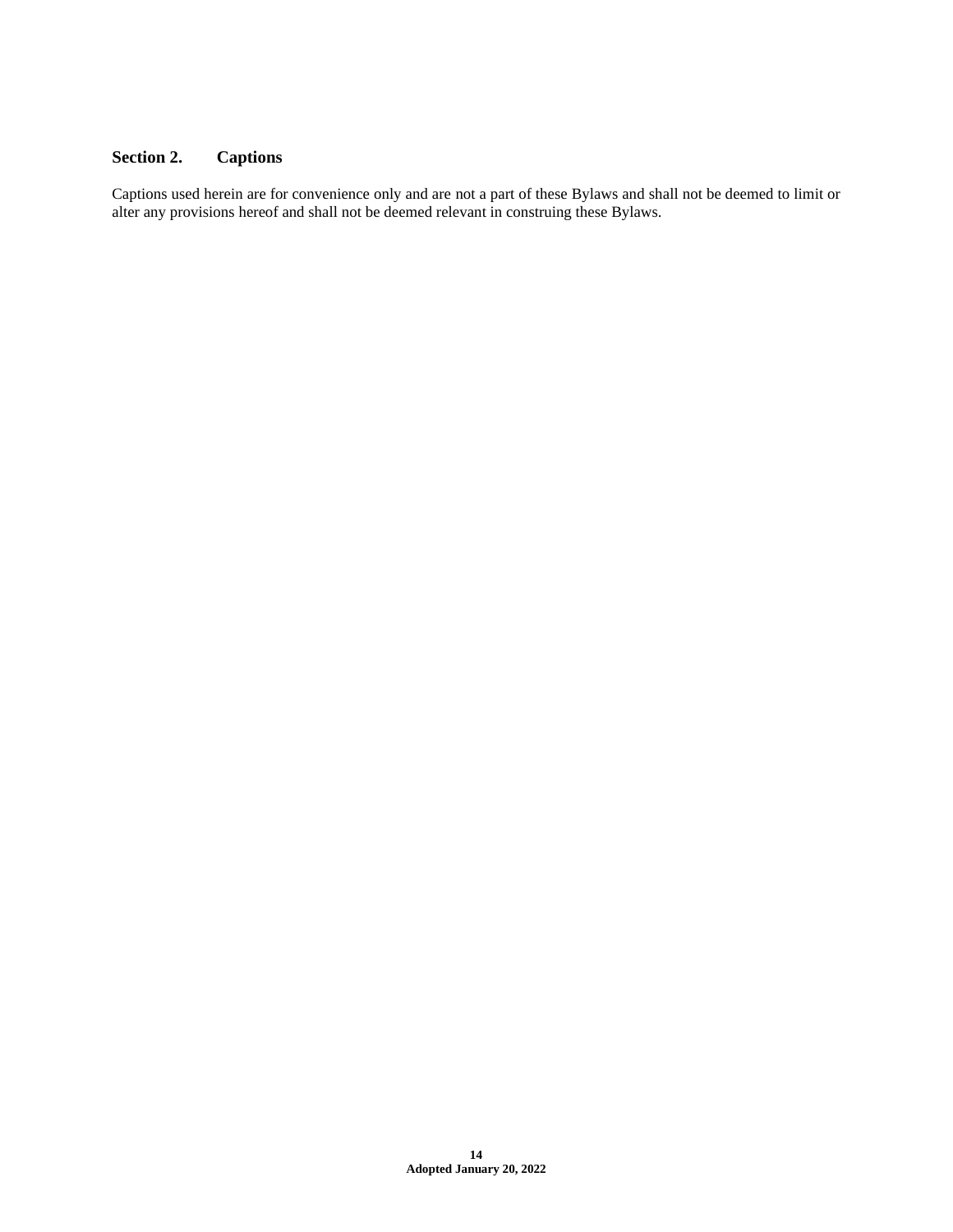### Section 2. Captions

Captions used herein are for convenience only and are not a part of these Bylaws and shall not be deemed to limit or alter any provisions hereof and shall not be deemed relevant in construing these Bylaws.